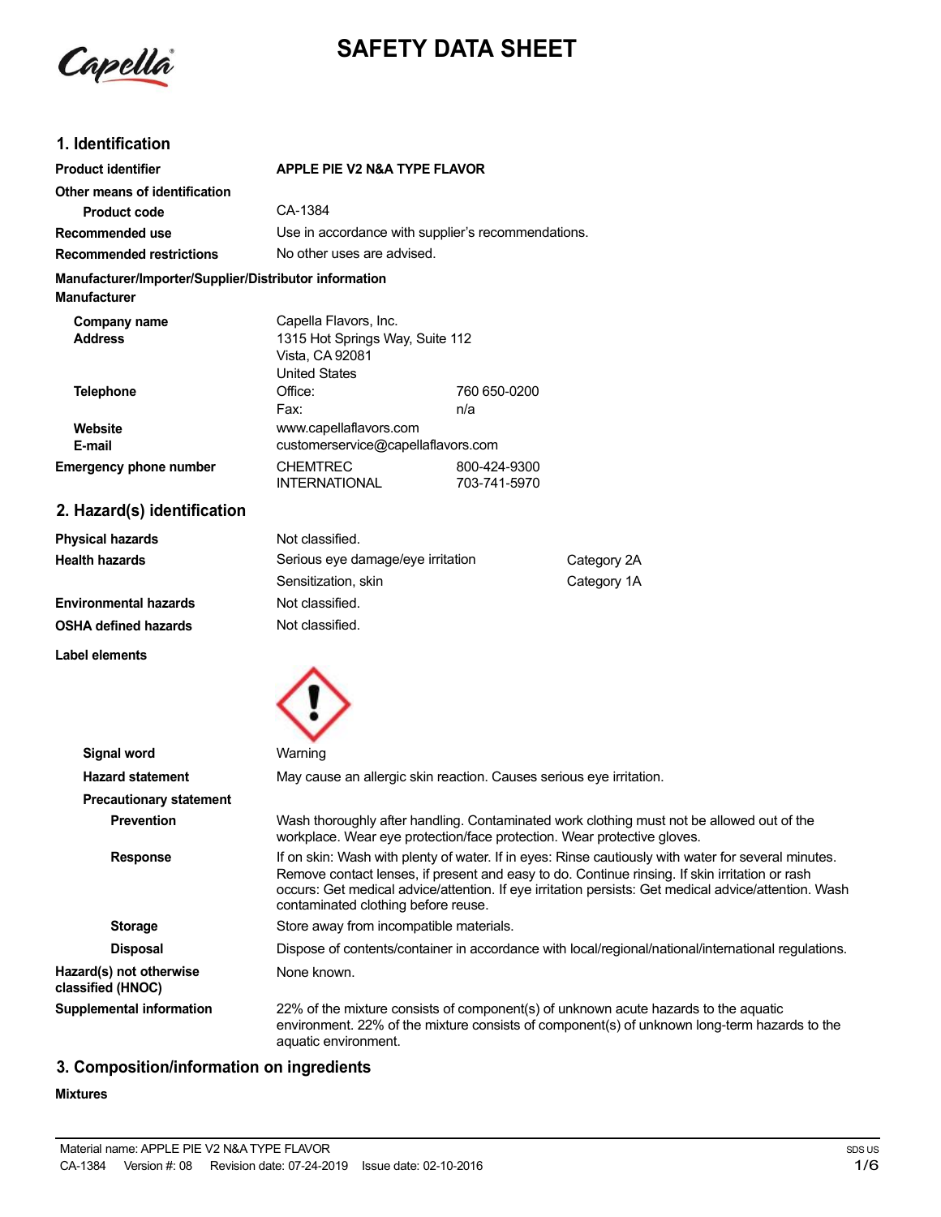# SAFETY DATA SHEET

## 1. Identification

| | |
|---|---|
| **Product identifier** | **APPLE PIE V2 N&A TYPE FLAVOR** |
| **Other means of identification** | |
| **Product code** | CA-1384 |
| **Recommended use** | Use in accordance with supplier's recommendations. |
| **Recommended restrictions** | No other uses are advised. |

**Manufacturer/Importer/Supplier/Distributor information**

**Manufacturer**

| | | |
|---|---|---|
| **Company name** | Capella Flavors, Inc. | |
| **Address** | 1315 Hot Springs Way, Suite 112<br>Vista, CA 92081<br>United States | |
| **Telephone** | Office: | 760 650-0200 |
| | Fax: | n/a |
| **Website** | www.capellaflavors.com | |
| **E-mail** | customerservice@capellaflavors.com | |
| **Emergency phone number** | CHEMTREC | 800-424-9300 |
| | INTERNATIONAL | 703-741-5970 |

## 2. Hazard(s) identification

| | | |
|---|---|---|
| **Physical hazards** | Not classified. | |
| **Health hazards** | Serious eye damage/eye irritation | Category 2A |
| | Sensitization, skin | Category 1A |
| **Environmental hazards** | Not classified. | |
| **OSHA defined hazards** | Not classified. | |

**Label elements**

**Signal word** Warning

**Hazard statement** May cause an allergic skin reaction. Causes serious eye irritation.

**Precautionary statement**

**Prevention** Wash thoroughly after handling. Contaminated work clothing must not be allowed out of the workplace. Wear eye protection/face protection. Wear protective gloves.

**Response** If on skin: Wash with plenty of water. If in eyes: Rinse cautiously with water for several minutes. Remove contact lenses, if present and easy to do. Continue rinsing. If skin irritation or rash occurs: Get medical advice/attention. If eye irritation persists: Get medical advice/attention. Wash contaminated clothing before reuse.

**Storage** Store away from incompatible materials.

**Disposal** Dispose of contents/container in accordance with local/regional/national/international regulations.

**Hazard(s) not otherwise classified (HNOC)** None known.

**Supplemental information** 22% of the mixture consists of component(s) of unknown acute hazards to the aquatic environment. 22% of the mixture consists of component(s) of unknown long-term hazards to the aquatic environment.

## 3. Composition/information on ingredients

**Mixtures**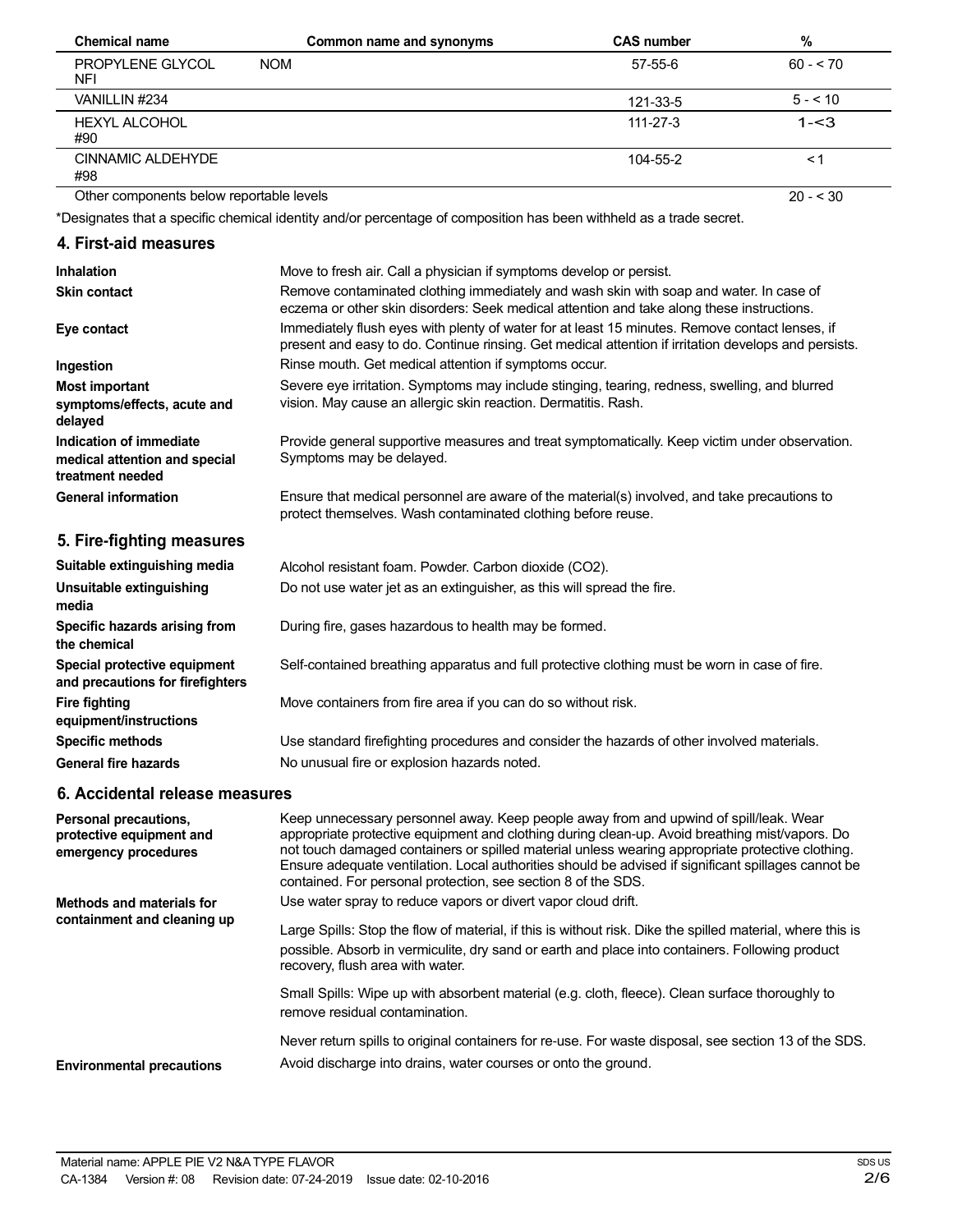| Chemical name | Common name and synonyms | CAS number | % |
| --- | --- | --- | --- |
| PROPYLENE GLYCOL NFI | NOM | 57-55-6 | 60 - < 70 |
| VANILLIN #234 | | 121-33-5 | 5 - < 10 |
| HEXYL ALCOHOL #90 | | 111-27-3 | 1-<3 |
| CINNAMIC ALDEHYDE #98 | | 104-55-2 | < 1 |
| Other components below reportable levels | | | 20 - < 30 |

*Designates that a specific chemical identity and/or percentage of composition has been withheld as a trade secret.

## 4. First-aid measures

| | |
| --- | --- |
| **Inhalation** | Move to fresh air. Call a physician if symptoms develop or persist. |
| **Skin contact** | Remove contaminated clothing immediately and wash skin with soap and water. In case of eczema or other skin disorders: Seek medical attention and take along these instructions. |
| **Eye contact** | Immediately flush eyes with plenty of water for at least 15 minutes. Remove contact lenses, if present and easy to do. Continue rinsing. Get medical attention if irritation develops and persists. |
| **Ingestion** | Rinse mouth. Get medical attention if symptoms occur. |
| **Most important symptoms/effects, acute and delayed** | Severe eye irritation. Symptoms may include stinging, tearing, redness, swelling, and blurred vision. May cause an allergic skin reaction. Dermatitis. Rash. |
| **Indication of immediate medical attention and special treatment needed** | Provide general supportive measures and treat symptomatically. Keep victim under observation. Symptoms may be delayed. |
| **General information** | Ensure that medical personnel are aware of the material(s) involved, and take precautions to protect themselves. Wash contaminated clothing before reuse. |

## 5. Fire-fighting measures

| | |
| --- | --- |
| **Suitable extinguishing media** | Alcohol resistant foam. Powder. Carbon dioxide ($CO_2$). |
| **Unsuitable extinguishing media** | Do not use water jet as an extinguisher, as this will spread the fire. |
| **Specific hazards arising from the chemical** | During fire, gases hazardous to health may be formed. |
| **Special protective equipment and precautions for firefighters** | Self-contained breathing apparatus and full protective clothing must be worn in case of fire. |
| **Fire fighting equipment/instructions** | Move containers from fire area if you can do so without risk. |
| **Specific methods** | Use standard firefighting procedures and consider the hazards of other involved materials. |
| **General fire hazards** | No unusual fire or explosion hazards noted. |

## 6. Accidental release measures

| | |
| --- | --- |
| **Personal precautions, protective equipment and emergency procedures** | Keep unnecessary personnel away. Keep people away from and upwind of spill/leak. Wear appropriate protective equipment and clothing during clean-up. Avoid breathing mist/vapors. Do not touch damaged containers or spilled material unless wearing appropriate protective clothing. Ensure adequate ventilation. Local authorities should be advised if significant spillages cannot be contained. For personal protection, see section 8 of the SDS. |
| **Methods and materials for containment and cleaning up** | Use water spray to reduce vapors or divert vapor cloud drift.<br><br>Large Spills: Stop the flow of material, if this is without risk. Dike the spilled material, where this is possible. Absorb in vermiculite, dry sand or earth and place into containers. Following product recovery, flush area with water.<br><br>Small Spills: Wipe up with absorbent material (e.g. cloth, fleece). Clean surface thoroughly to remove residual contamination.<br><br>Never return spills to original containers for re-use. For waste disposal, see section 13 of the SDS. |
| **Environmental precautions** | Avoid discharge into drains, water courses or onto the ground. |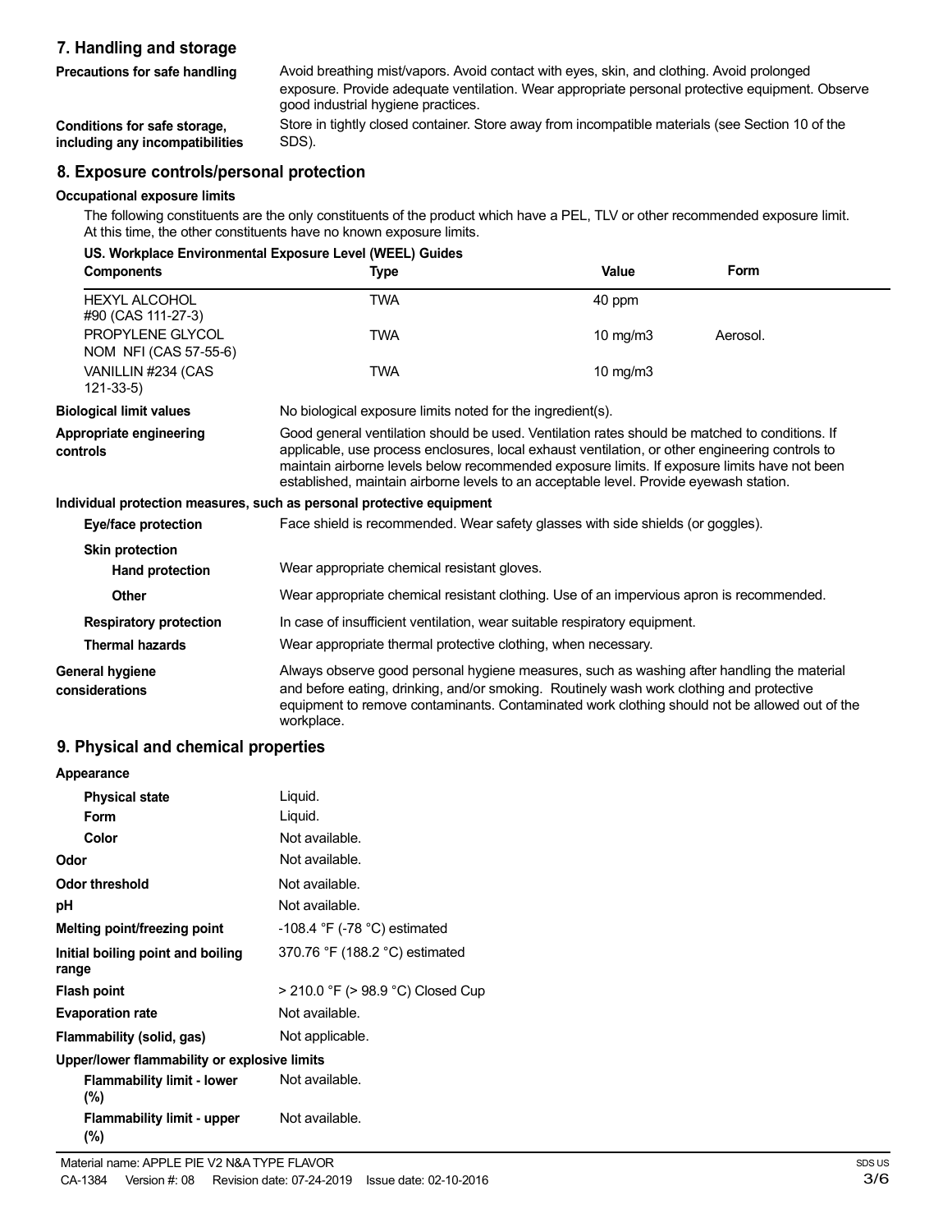## 7. Handling and storage

| | |
|---|---|
| **Precautions for safe handling** | Avoid breathing mist/vapors. Avoid contact with eyes, skin, and clothing. Avoid prolonged exposure. Provide adequate ventilation. Wear appropriate personal protective equipment. Observe good industrial hygiene practices. |
| **Conditions for safe storage, including any incompatibilities** | Store in tightly closed container. Store away from incompatible materials (see Section 10 of the SDS). |

## 8. Exposure controls/personal protection

**Occupational exposure limits**

The following constituents are the only constituents of the product which have a PEL, TLV or other recommended exposure limit. At this time, the other constituents have no known exposure limits.

**US. Workplace Environmental Exposure Level (WEEL) Guides**

| Components | Type | Value | Form |
|---|---|---|---|
| HEXYL ALCOHOL #90 (CAS 111-27-3) | TWA | 40 ppm | |
| PROPYLENE GLYCOL NOM NFI (CAS 57-55-6) | TWA | 10 mg/m3 | Aerosol. |
| VANILLIN #234 (CAS 121-33-5) | TWA | 10 mg/m3 | |

| | |
|---|---|
| **Biological limit values** | No biological exposure limits noted for the ingredient(s). |
| **Appropriate engineering controls** | Good general ventilation should be used. Ventilation rates should be matched to conditions. If applicable, use process enclosures, local exhaust ventilation, or other engineering controls to maintain airborne levels below recommended exposure limits. If exposure limits have not been established, maintain airborne levels to an acceptable level. Provide eyewash station. |

**Individual protection measures, such as personal protective equipment**

| | |
|---|---|
| **Eye/face protection** | Face shield is recommended. Wear safety glasses with side shields (or goggles). |
| **Skin protection** | |
| **Hand protection** | Wear appropriate chemical resistant gloves. |
| **Other** | Wear appropriate chemical resistant clothing. Use of an impervious apron is recommended. |
| **Respiratory protection** | In case of insufficient ventilation, wear suitable respiratory equipment. |
| **Thermal hazards** | Wear appropriate thermal protective clothing, when necessary. |
| **General hygiene considerations** | Always observe good personal hygiene measures, such as washing after handling the material and before eating, drinking, and/or smoking. Routinely wash work clothing and protective equipment to remove contaminants. Contaminated work clothing should not be allowed out of the workplace. |

## 9. Physical and chemical properties

**Appearance**

| | |
|---|---|
| **Physical state** | Liquid. |
| **Form** | Liquid. |
| **Color** | Not available. |
| **Odor** | Not available. |
| **Odor threshold** | Not available. |
| **pH** | Not available. |
| **Melting point/freezing point** | -108.4 °F (-78 °C) estimated |
| **Initial boiling point and boiling range** | 370.76 °F (188.2 °C) estimated |
| **Flash point** | > 210.0 °F (> 98.9 °C) Closed Cup |
| **Evaporation rate** | Not available. |
| **Flammability (solid, gas)** | Not applicable. |

**Upper/lower flammability or explosive limits**

| | |
|---|---|
| **Flammability limit - lower (%)** | Not available. |
| **Flammability limit - upper (%)** | Not available. |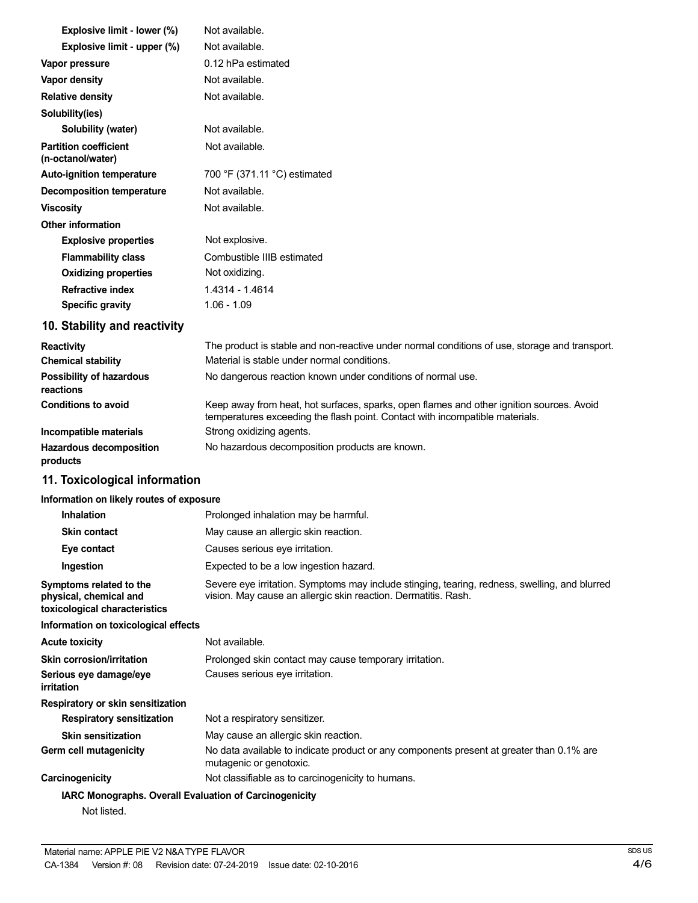| | |
|---|---|
| **Explosive limit - lower (%)** | Not available. |
| **Explosive limit - upper (%)** | Not available. |
| **Vapor pressure** | 0.12 hPa estimated |
| **Vapor density** | Not available. |
| **Relative density** | Not available. |
| **Solubility(ies)** | |
| **Solubility (water)** | Not available. |
| **Partition coefficient (n-octanol/water)** | Not available. |
| **Auto-ignition temperature** | 700 °F (371.11 °C) estimated |
| **Decomposition temperature** | Not available. |
| **Viscosity** | Not available. |
| **Other information** | |
| **Explosive properties** | Not explosive. |
| **Flammability class** | Combustible IIIB estimated |
| **Oxidizing properties** | Not oxidizing. |
| **Refractive index** | 1.4314 - 1.4614 |
| **Specific gravity** | 1.06 - 1.09 |

## 10. Stability and reactivity

| | |
|---|---|
| **Reactivity** | The product is stable and non-reactive under normal conditions of use, storage and transport. |
| **Chemical stability** | Material is stable under normal conditions. |
| **Possibility of hazardous reactions** | No dangerous reaction known under conditions of normal use. |
| **Conditions to avoid** | Keep away from heat, hot surfaces, sparks, open flames and other ignition sources. Avoid temperatures exceeding the flash point. Contact with incompatible materials. |
| **Incompatible materials** | Strong oxidizing agents. |
| **Hazardous decomposition products** | No hazardous decomposition products are known. |

## 11. Toxicological information

**Information on likely routes of exposure**

| | |
|---|---|
| **Inhalation** | Prolonged inhalation may be harmful. |
| **Skin contact** | May cause an allergic skin reaction. |
| **Eye contact** | Causes serious eye irritation. |
| **Ingestion** | Expected to be a low ingestion hazard. |
| **Symptoms related to the physical, chemical and toxicological characteristics** | Severe eye irritation. Symptoms may include stinging, tearing, redness, swelling, and blurred vision. May cause an allergic skin reaction. Dermatitis. Rash. |

**Information on toxicological effects**

| | |
|---|---|
| **Acute toxicity** | Not available. |
| **Skin corrosion/irritation** | Prolonged skin contact may cause temporary irritation. |
| **Serious eye damage/eye irritation** | Causes serious eye irritation. |
| **Respiratory or skin sensitization** | |
| **Respiratory sensitization** | Not a respiratory sensitizer. |
| **Skin sensitization** | May cause an allergic skin reaction. |
| **Germ cell mutagenicity** | No data available to indicate product or any components present at greater than 0.1% are mutagenic or genotoxic. |
| **Carcinogenicity** | Not classifiable as to carcinogenicity to humans. |

**IARC Monographs. Overall Evaluation of Carcinogenicity**

Not listed.

Material name: APPLE PIE V2 N&A TYPE FLAVOR

CA-1384 Version #: 08 Revision date: 07-24-2019 Issue date: 02-10-2016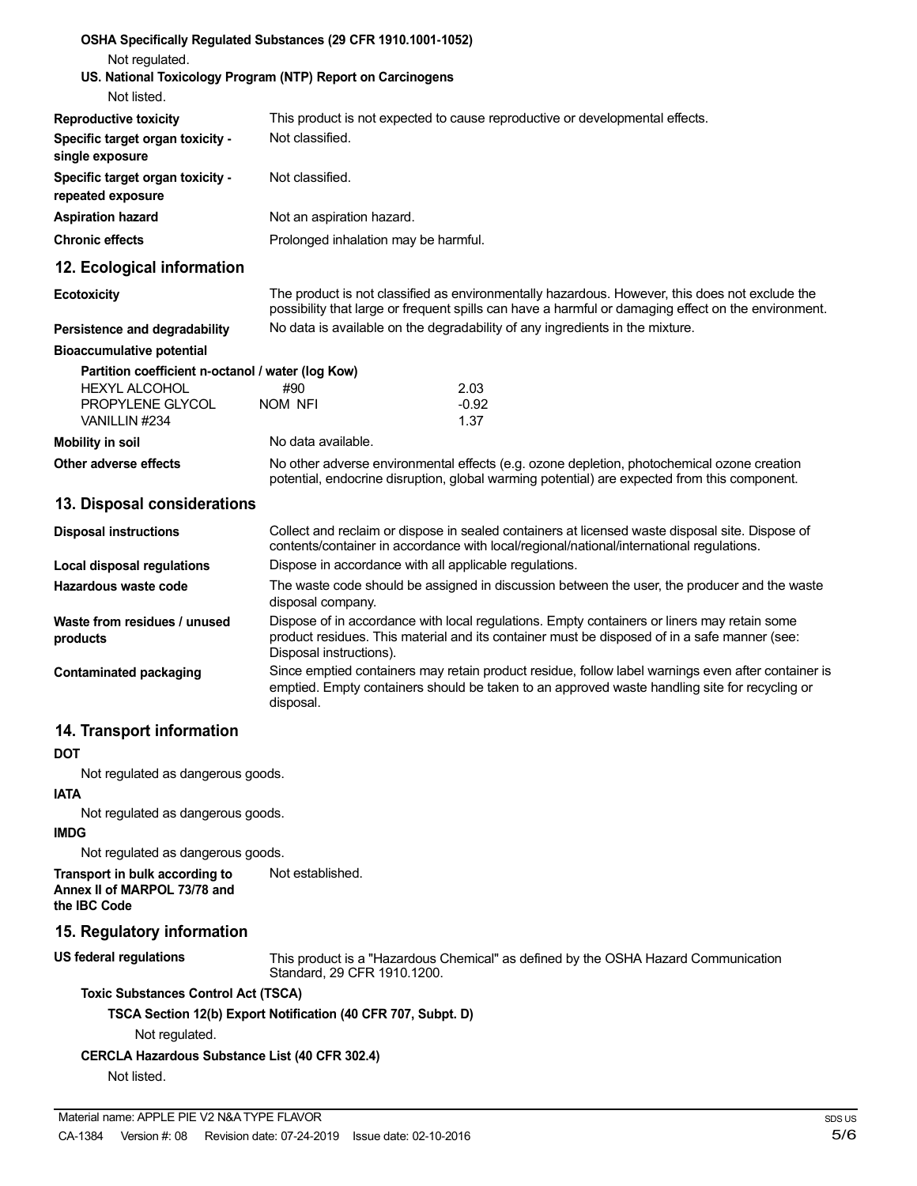**OSHA Specifically Regulated Substances (29 CFR 1910.1001-1052)**

Not regulated.

**US. National Toxicology Program (NTP) Report on Carcinogens**

Not listed.

**Reproductive toxicity** This product is not expected to cause reproductive or developmental effects.

**Specific target organ toxicity - single exposure** Not classified.

**Specific target organ toxicity - repeated exposure** Not classified.

**Aspiration hazard** Not an aspiration hazard.

**Chronic effects** Prolonged inhalation may be harmful.

## 12. Ecological information

**Ecotoxicity** The product is not classified as environmentally hazardous. However, this does not exclude the possibility that large or frequent spills can have a harmful or damaging effect on the environment.

**Persistence and degradability** No data is available on the degradability of any ingredients in the mixture.

**Bioaccumulative potential**

**Partition coefficient n-octanol / water (log Kow)**

| | | |
|---|---|---|
| HEXYL ALCOHOL | #90 | 2.03 |
| PROPYLENE GLYCOL | NOM NFI | -0.92 |
| VANILLIN #234 | | 1.37 |

**Mobility in soil** No data available.

**Other adverse effects** No other adverse environmental effects (e.g. ozone depletion, photochemical ozone creation potential, endocrine disruption, global warming potential) are expected from this component.

## 13. Disposal considerations

**Disposal instructions** Collect and reclaim or dispose in sealed containers at licensed waste disposal site. Dispose of contents/container in accordance with local/regional/national/international regulations.

**Local disposal regulations** Dispose in accordance with all applicable regulations.

**Hazardous waste code** The waste code should be assigned in discussion between the user, the producer and the waste disposal company.

**Waste from residues / unused products** Dispose of in accordance with local regulations. Empty containers or liners may retain some product residues. This material and its container must be disposed of in a safe manner (see: Disposal instructions).

**Contaminated packaging** Since emptied containers may retain product residue, follow label warnings even after container is emptied. Empty containers should be taken to an approved waste handling site for recycling or disposal.

## 14. Transport information

**DOT**

Not regulated as dangerous goods.

**IATA**

Not regulated as dangerous goods.

**IMDG**

Not regulated as dangerous goods.

**Transport in bulk according to Annex II of MARPOL 73/78 and the IBC Code** Not established.

## 15. Regulatory information

**US federal regulations** This product is a "Hazardous Chemical" as defined by the OSHA Hazard Communication Standard, 29 CFR 1910.1200.

**Toxic Substances Control Act (TSCA)**

**TSCA Section 12(b) Export Notification (40 CFR 707, Subpt. D)**

Not regulated.

**CERCLA Hazardous Substance List (40 CFR 302.4)**

Not listed.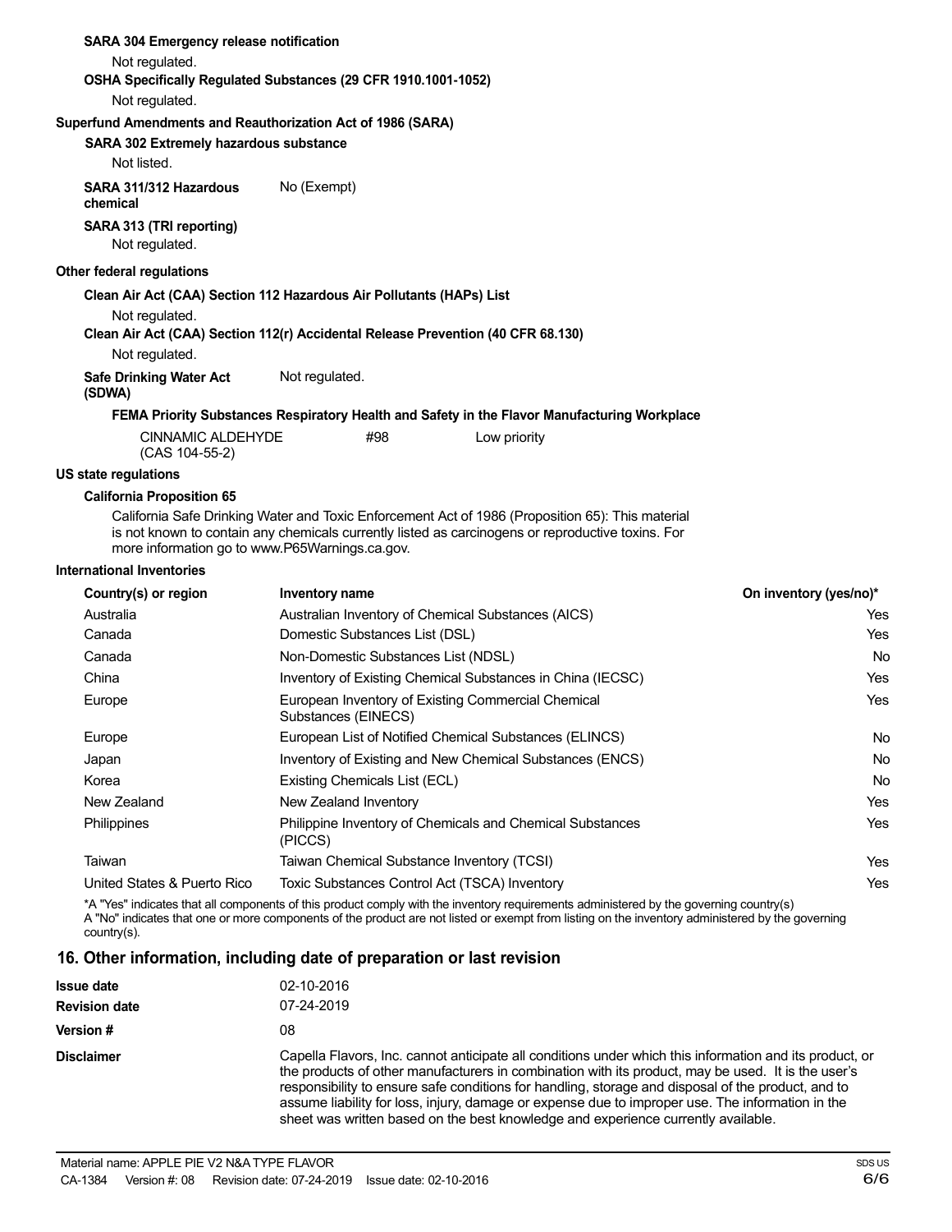**SARA 304 Emergency release notification**

Not regulated.

**OSHA Specifically Regulated Substances (29 CFR 1910.1001-1052)**

Not regulated.

**Superfund Amendments and Reauthorization Act of 1986 (SARA)**

**SARA 302 Extremely hazardous substance**

Not listed.

**SARA 311/312 Hazardous chemical** No (Exempt)

**SARA 313 (TRI reporting)**

Not regulated.

**Other federal regulations**

**Clean Air Act (CAA) Section 112 Hazardous Air Pollutants (HAPs) List**

Not regulated.

**Clean Air Act (CAA) Section 112(r) Accidental Release Prevention (40 CFR 68.130)**

Not regulated.

**Safe Drinking Water Act (SDWA)** Not regulated.

**FEMA Priority Substances Respiratory Health and Safety in the Flavor Manufacturing Workplace**

| | | |
|---|---|---|
| CINNAMIC ALDEHYDE (CAS 104-55-2) | #98 | Low priority |

**US state regulations**

**California Proposition 65**

California Safe Drinking Water and Toxic Enforcement Act of 1986 (Proposition 65): This material is not known to contain any chemicals currently listed as carcinogens or reproductive toxins. For more information go to www.P65Warnings.ca.gov.

**International Inventories**

| Country(s) or region | Inventory name | On inventory (yes/no)* |
|---|---|---|
| Australia | Australian Inventory of Chemical Substances (AICS) | Yes |
| Canada | Domestic Substances List (DSL) | Yes |
| Canada | Non-Domestic Substances List (NDSL) | No |
| China | Inventory of Existing Chemical Substances in China (IECSC) | Yes |
| Europe | European Inventory of Existing Commercial Chemical Substances (EINECS) | Yes |
| Europe | European List of Notified Chemical Substances (ELINCS) | No |
| Japan | Inventory of Existing and New Chemical Substances (ENCS) | No |
| Korea | Existing Chemicals List (ECL) | No |
| New Zealand | New Zealand Inventory | Yes |
| Philippines | Philippine Inventory of Chemicals and Chemical Substances (PICCS) | Yes |
| Taiwan | Taiwan Chemical Substance Inventory (TCSI) | Yes |
| United States & Puerto Rico | Toxic Substances Control Act (TSCA) Inventory | Yes |

*A "Yes" indicates that all components of this product comply with the inventory requirements administered by the governing country(s)
A "No" indicates that one or more components of the product are not listed or exempt from listing on the inventory administered by the governing country(s).

## 16. Other information, including date of preparation or last revision

**Issue date** 02-10-2016

**Revision date** 07-24-2019

**Version #** 08

**Disclaimer** Capella Flavors, Inc. cannot anticipate all conditions under which this information and its product, or the products of other manufacturers in combination with its product, may be used. It is the user's responsibility to ensure safe conditions for handling, storage and disposal of the product, and to assume liability for loss, injury, damage or expense due to improper use. The information in the sheet was written based on the best knowledge and experience currently available.